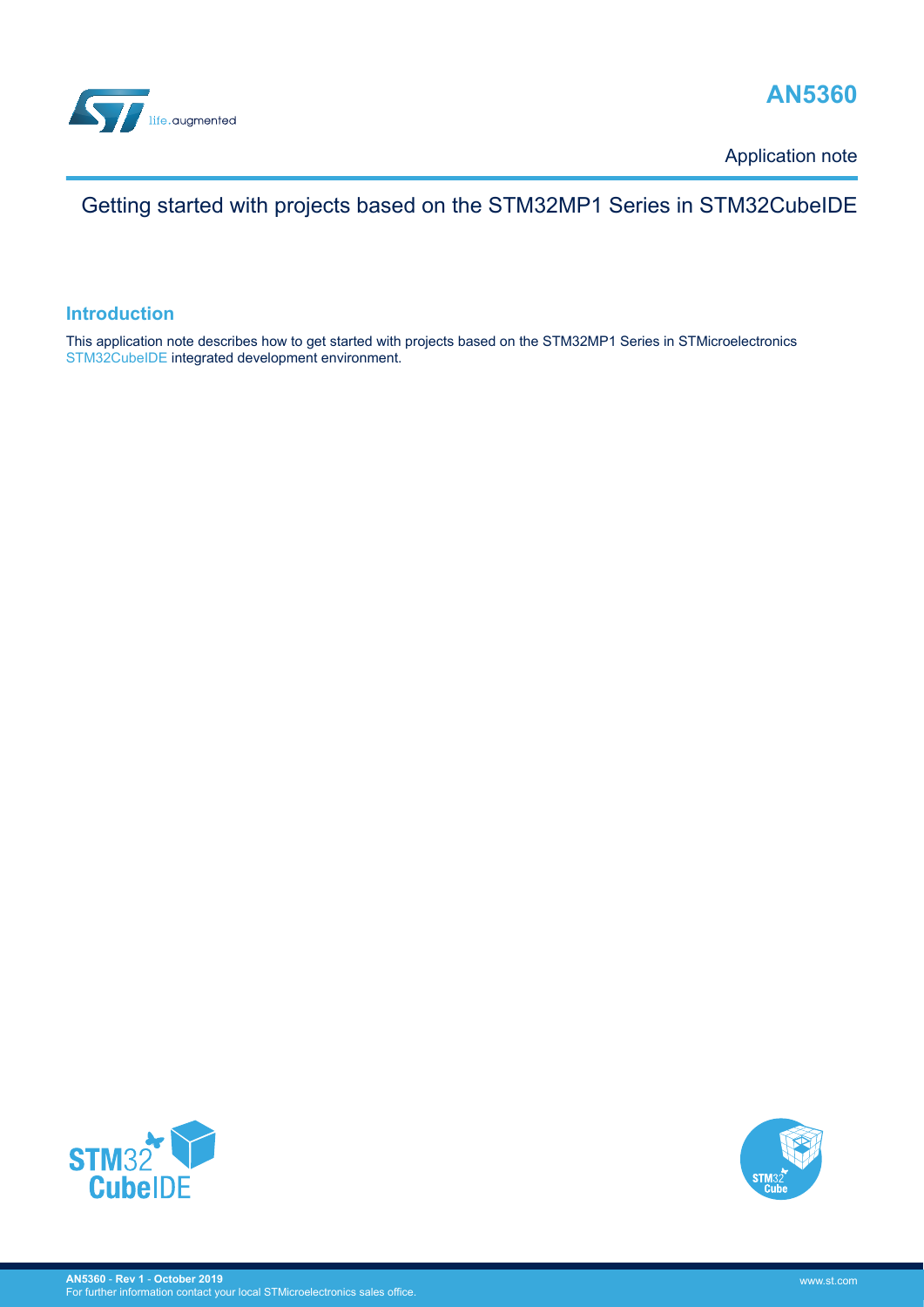# AN5360

Application note

## Getting started with projects based on the STM32MP1 Series in STM32CubeIDE

### Introduction

This application note describes how to get started with projects based on the STM32MP1 Series in STMicroelectronics STM32CubeIDE integrated development environment.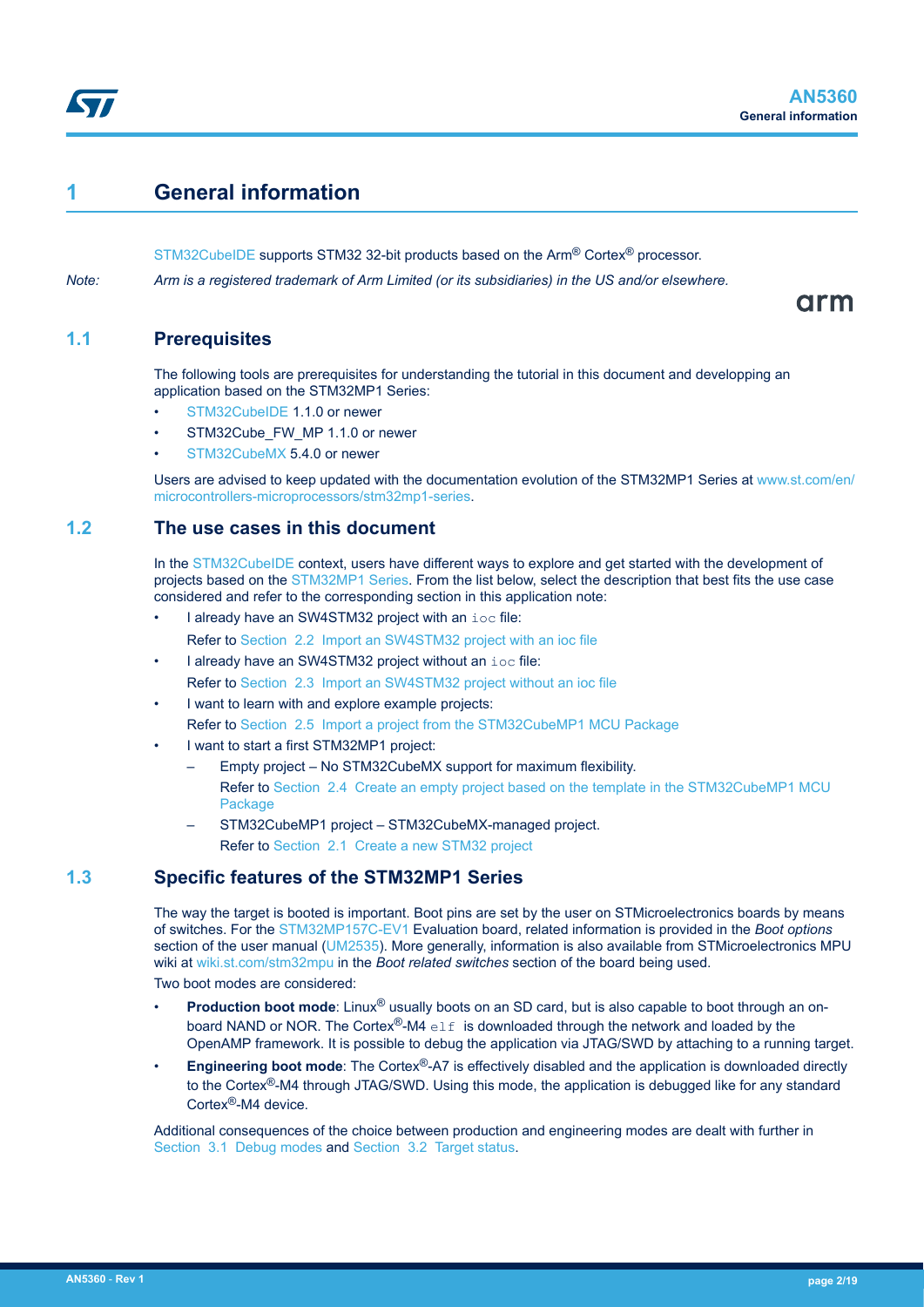# 1 General information

STM32CubeIDE supports STM32 32-bit products based on the Arm® Cortex® processor.

*Note: Arm is a registered trademark of Arm Limited (or its subsidiaries) in the US and/or elsewhere.*

## 1.1 Prerequisites

The following tools are prerequisites for understanding the tutorial in this document and developping an application based on the STM32MP1 Series:

- STM32CubeIDE 1.1.0 or newer
- STM32Cube_FW_MP 1.1.0 or newer
- STM32CubeMX 5.4.0 or newer

Users are advised to keep updated with the documentation evolution of the STM32MP1 Series at www.st.com/en/microcontrollers-microprocessors/stm32mp1-series.

## 1.2 The use cases in this document

In the STM32CubeIDE context, users have different ways to explore and get started with the development of projects based on the STM32MP1 Series. From the list below, select the description that best fits the use case considered and refer to the corresponding section in this application note:

- I already have an SW4STM32 project with an `ioc` file:
  Refer to Section 2.2 Import an SW4STM32 project with an ioc file
- I already have an SW4STM32 project without an `ioc` file:
  Refer to Section 2.3 Import an SW4STM32 project without an ioc file
- I want to learn with and explore example projects:
  Refer to Section 2.5 Import a project from the STM32CubeMP1 MCU Package
- I want to start a first STM32MP1 project:
  - Empty project – No STM32CubeMX support for maximum flexibility.
    Refer to Section 2.4 Create an empty project based on the template in the STM32CubeMP1 MCU Package
  - STM32CubeMP1 project – STM32CubeMX-managed project.
    Refer to Section 2.1 Create a new STM32 project

## 1.3 Specific features of the STM32MP1 Series

The way the target is booted is important. Boot pins are set by the user on STMicroelectronics boards by means of switches. For the STM32MP157C-EV1 Evaluation board, related information is provided in the *Boot options* section of the user manual (UM2535). More generally, information is also available from STMicroelectronics MPU wiki at wiki.st.com/stm32mpu in the *Boot related switches* section of the board being used.

Two boot modes are considered:

- **Production boot mode**: Linux® usually boots on an SD card, but is also capable to boot through an on-board NAND or NOR. The Cortex®-M4 `elf` is downloaded through the network and loaded by the OpenAMP framework. It is possible to debug the application via JTAG/SWD by attaching to a running target.
- **Engineering boot mode**: The Cortex®-A7 is effectively disabled and the application is downloaded directly to the Cortex®-M4 through JTAG/SWD. Using this mode, the application is debugged like for any standard Cortex®-M4 device.

Additional consequences of the choice between production and engineering modes are dealt with further in Section 3.1 Debug modes and Section 3.2 Target status.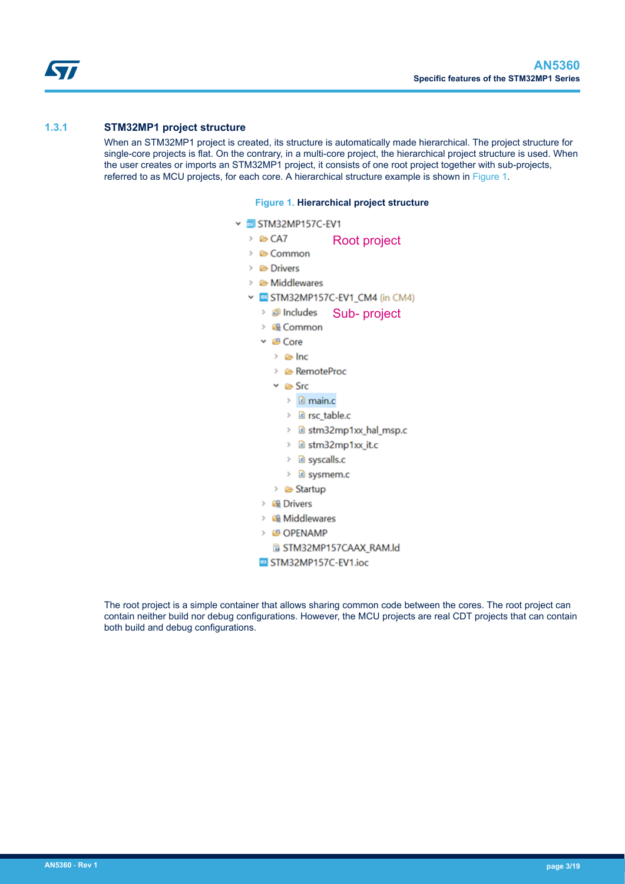### 1.3.1 STM32MP1 project structure

When an STM32MP1 project is created, its structure is automatically made hierarchical. The project structure for single-core projects is flat. On the contrary, in a multi-core project, the hierarchical project structure is used. When the user creates or imports an STM32MP1 project, it consists of one root project together with sub-projects, referred to as MCU projects, for each core. A hierarchical structure example is shown in Figure 1.

**Figure 1. Hierarchical project structure**

```
STM32MP157C-EV1                          Root project
  > CA7
  > Common
  > Drivers
  > Middlewares
  v STM32MP157C-EV1_CM4 (in CM4)         Sub- project
      > Includes
      > Common
      v Core
          > Inc
          > RemoteProc
          v Src
              > main.c
              > rsc_table.c
              > stm32mp1xx_hal_msp.c
              > stm32mp1xx_it.c
              > syscalls.c
              > sysmem.c
          > Startup
      > Drivers
      > Middlewares
      > OPENAMP
        STM32MP157CAAX_RAM.ld
    STM32MP157C-EV1.ioc
```

The root project is a simple container that allows sharing common code between the cores. The root project can contain neither build nor debug configurations. However, the MCU projects are real CDT projects that can contain both build and debug configurations.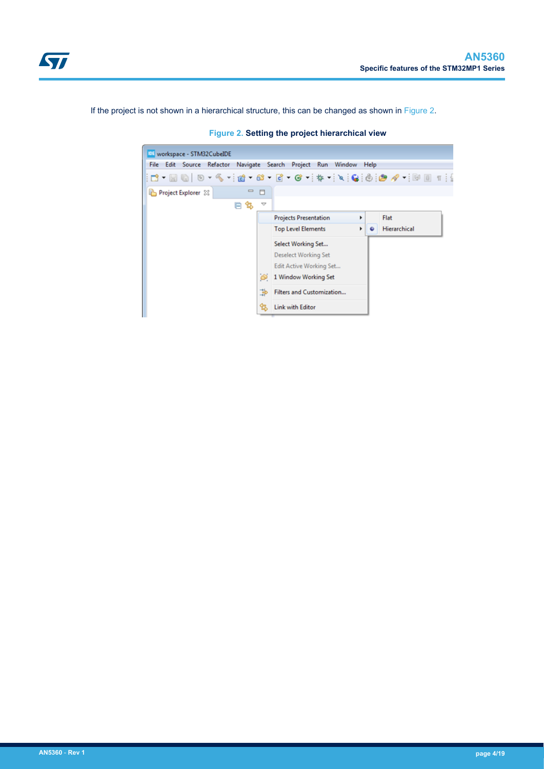If the project is not shown in a hierarchical structure, this can be changed as shown in Figure 2.

**Figure 2. Setting the project hierarchical view**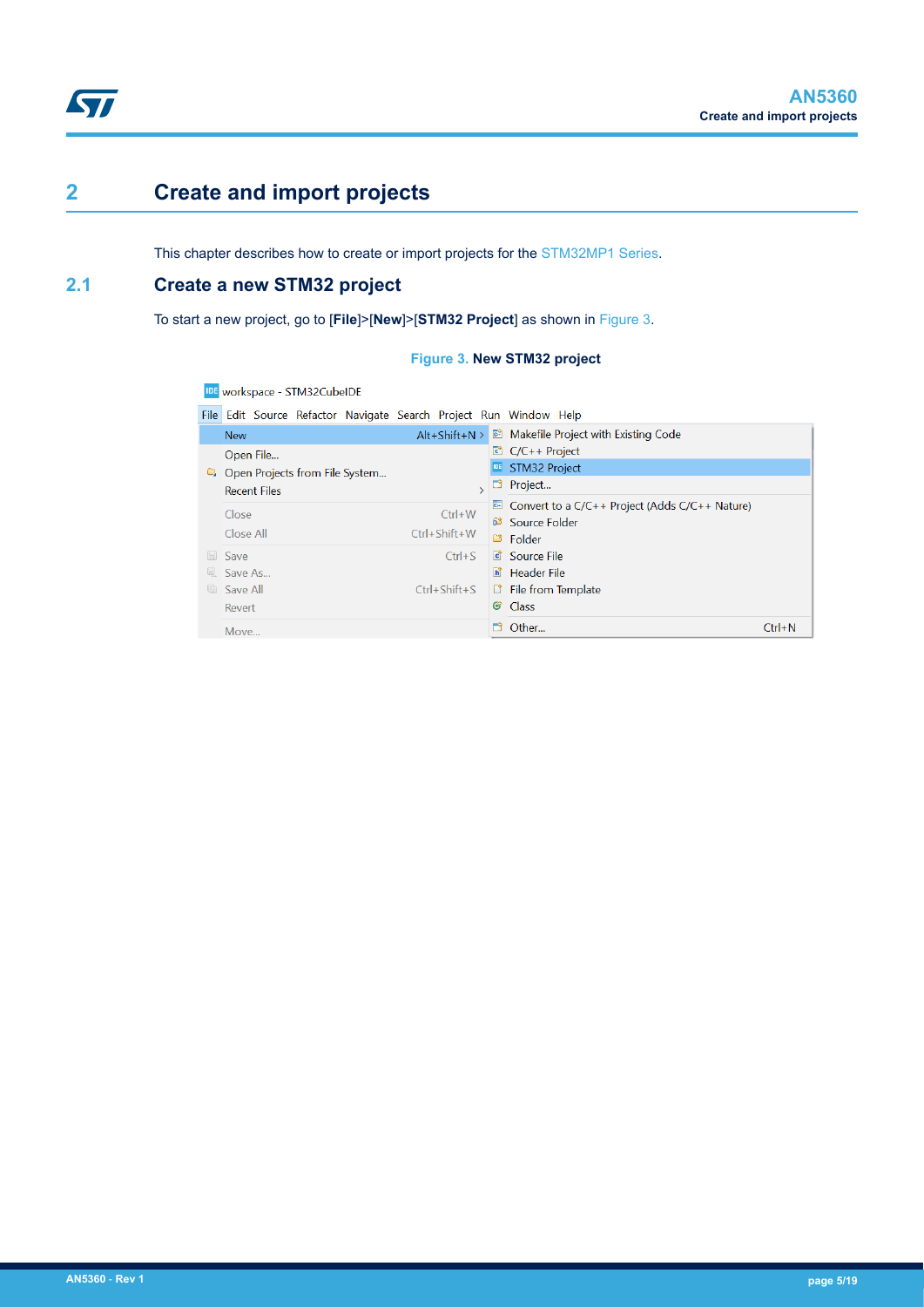# 2 Create and import projects

This chapter describes how to create or import projects for the STM32MP1 Series.

## 2.1 Create a new STM32 project

To start a new project, go to [**File**]>[**New**]>[**STM32 Project**] as shown in Figure 3.

**Figure 3. New STM32 project**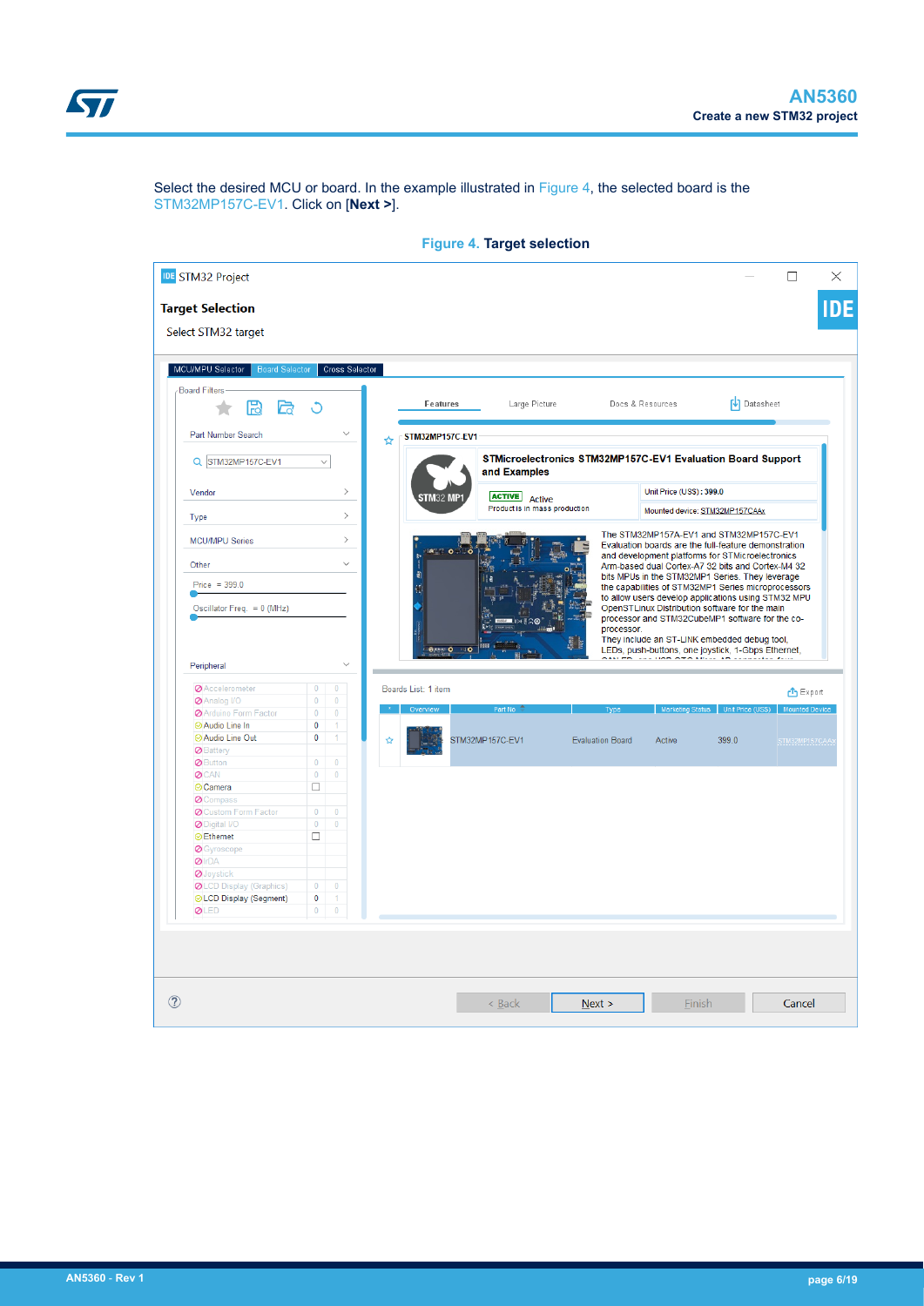Select the desired MCU or board. In the example illustrated in Figure 4, the selected board is the STM32MP157C-EV1. Click on [**Next >**].

**Figure 4. Target selection**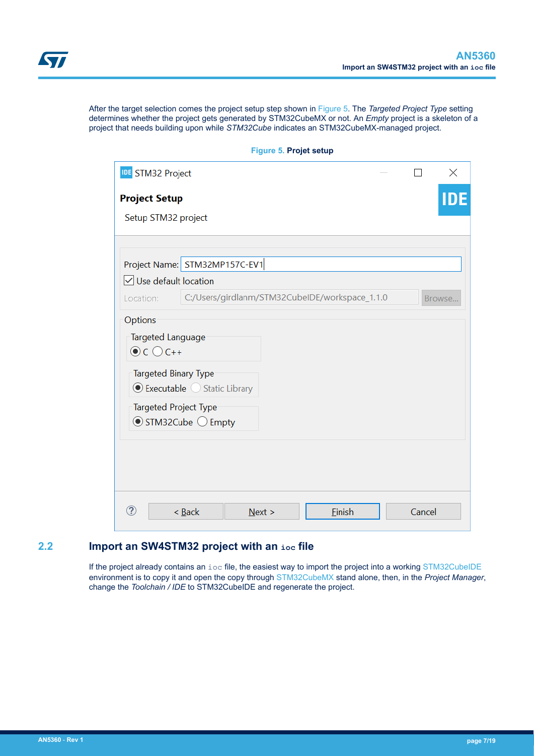After the target selection comes the project setup step shown in Figure 5. The *Targeted Project Type* setting determines whether the project gets generated by STM32CubeMX or not. An *Empty* project is a skeleton of a project that needs building upon while *STM32Cube* indicates an STM32CubeMX-managed project.

**Figure 5. Projet setup**

## 2.2 Import an SW4STM32 project with an `ioc` file

If the project already contains an `ioc` file, the easiest way to import the project into a working STM32CubeIDE environment is to copy it and open the copy through STM32CubeMX stand alone, then, in the *Project Manager*, change the *Toolchain / IDE* to STM32CubeIDE and regenerate the project.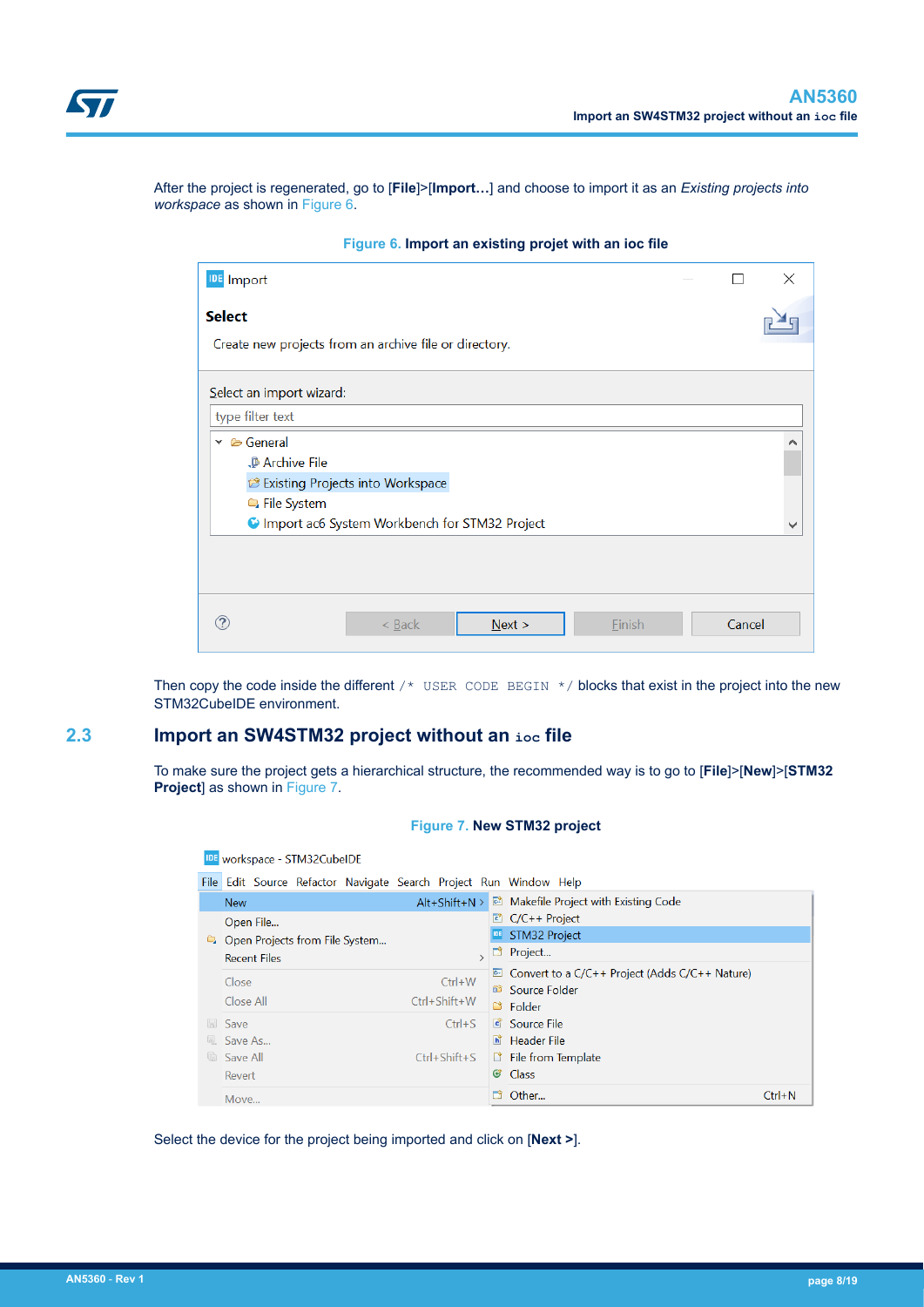After the project is regenerated, go to [**File**]>[**Import…**] and choose to import it as an *Existing projects into workspace* as shown in Figure 6.

Figure 6. **Import an existing projet with an ioc file**

Then copy the code inside the different `/* USER CODE BEGIN */` blocks that exist in the project into the new STM32CubeIDE environment.

## 2.3 Import an SW4STM32 project without an `ioc` file

To make sure the project gets a hierarchical structure, the recommended way is to go to [**File**]>[**New**]>[**STM32 Project**] as shown in Figure 7.

Figure 7. **New STM32 project**

Select the device for the project being imported and click on [**Next >**].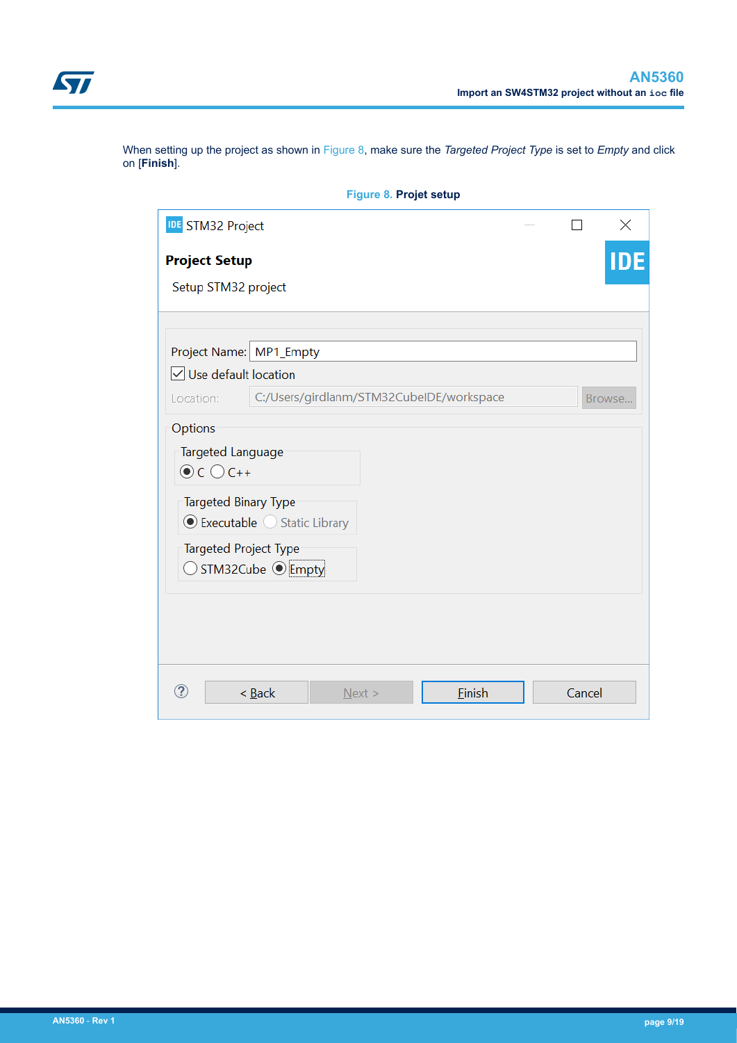When setting up the project as shown in Figure 8, make sure the *Targeted Project Type* is set to *Empty* and click on **[Finish]**.

**Figure 8. Projet setup**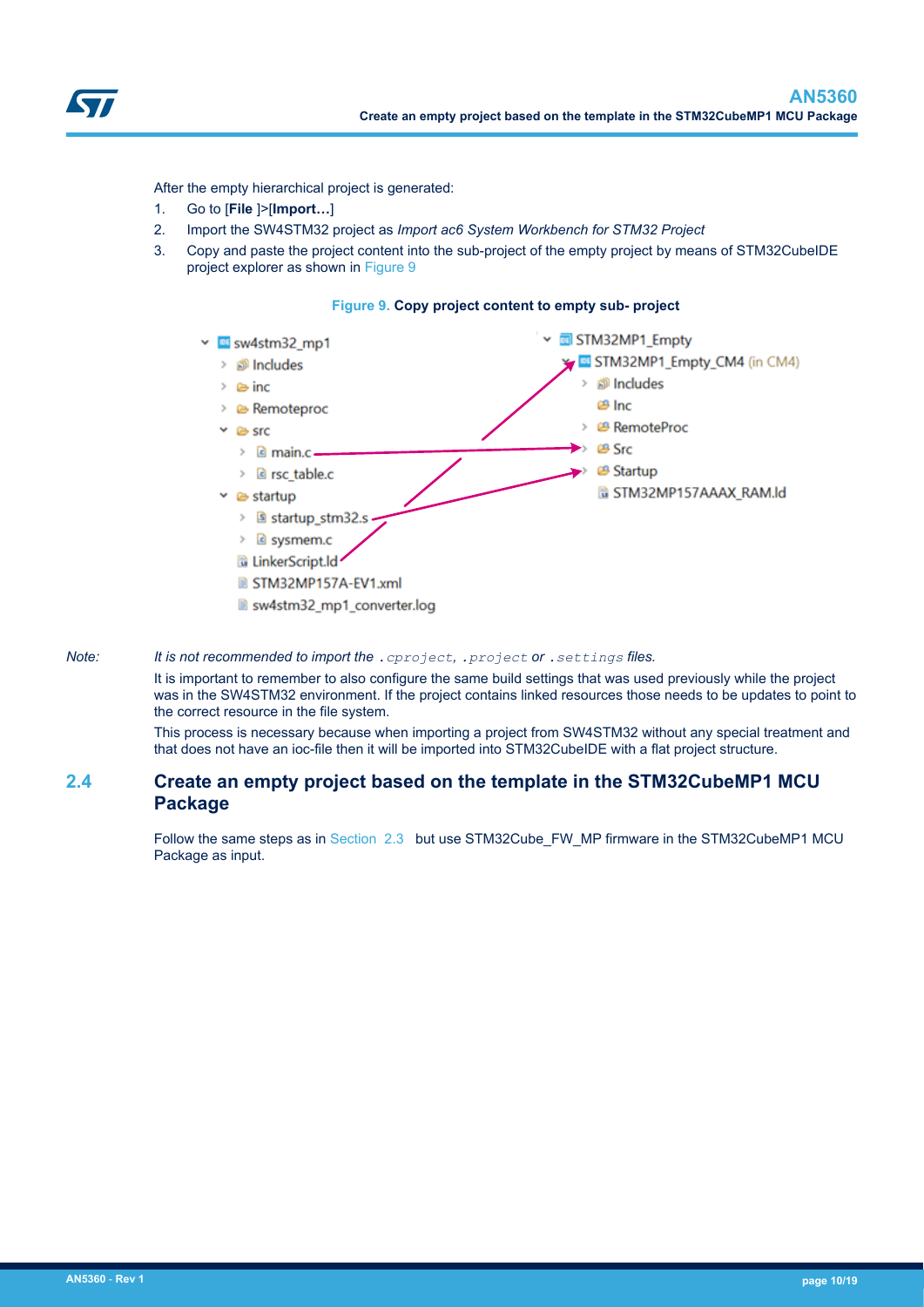After the empty hierarchical project is generated:

1. Go to [**File** ]>[**Import…**]
2. Import the SW4STM32 project as *Import ac6 System Workbench for STM32 Project*
3. Copy and paste the project content into the sub-project of the empty project by means of STM32CubeIDE project explorer as shown in Figure 9

**Figure 9. Copy project content to empty sub- project**

*Note:* *It is not recommended to import the `.cproject`, `.project` or `.settings` files.*

It is important to remember to also configure the same build settings that was used previously while the project was in the SW4STM32 environment. If the project contains linked resources those needs to be updates to point to the correct resource in the file system.

This process is necessary because when importing a project from SW4STM32 without any special treatment and that does not have an ioc-file then it will be imported into STM32CubeIDE with a flat project structure.

## 2.4 Create an empty project based on the template in the STM32CubeMP1 MCU Package

Follow the same steps as in Section 2.3 but use STM32Cube_FW_MP firmware in the STM32CubeMP1 MCU Package as input.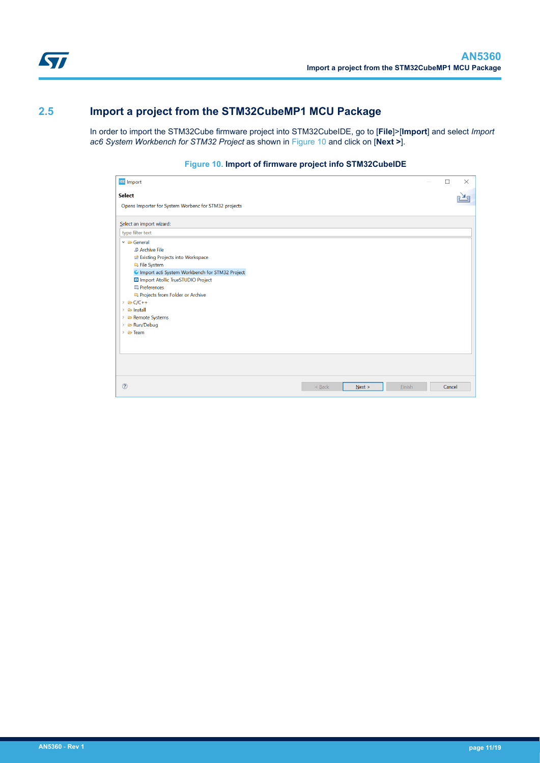## 2.5 Import a project from the STM32CubeMP1 MCU Package

In order to import the STM32Cube firmware project into STM32CubeIDE, go to [**File**]>[**Import**] and select *Import ac6 System Workbench for STM32 Project* as shown in Figure 10 and click on [**Next >**].

**Figure 10. Import of firmware project info STM32CubeIDE**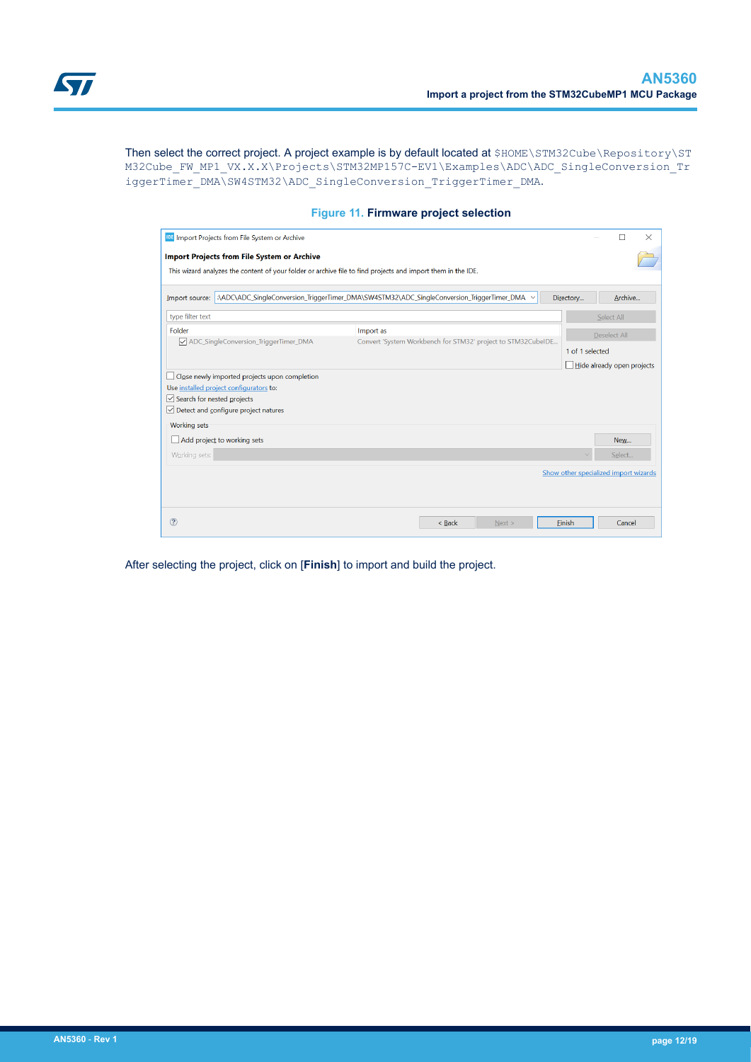Then select the correct project. A project example is by default located at `$HOME\STM32Cube\Repository\STM32Cube_FW_MP1_VX.X.X\Projects\STM32MP157C-EV1\Examples\ADC\ADC_SingleConversion_TriggerTimer_DMA\SW4STM32\ADC_SingleConversion_TriggerTimer_DMA`.

**Figure 11. Firmware project selection**

After selecting the project, click on [**Finish**] to import and build the project.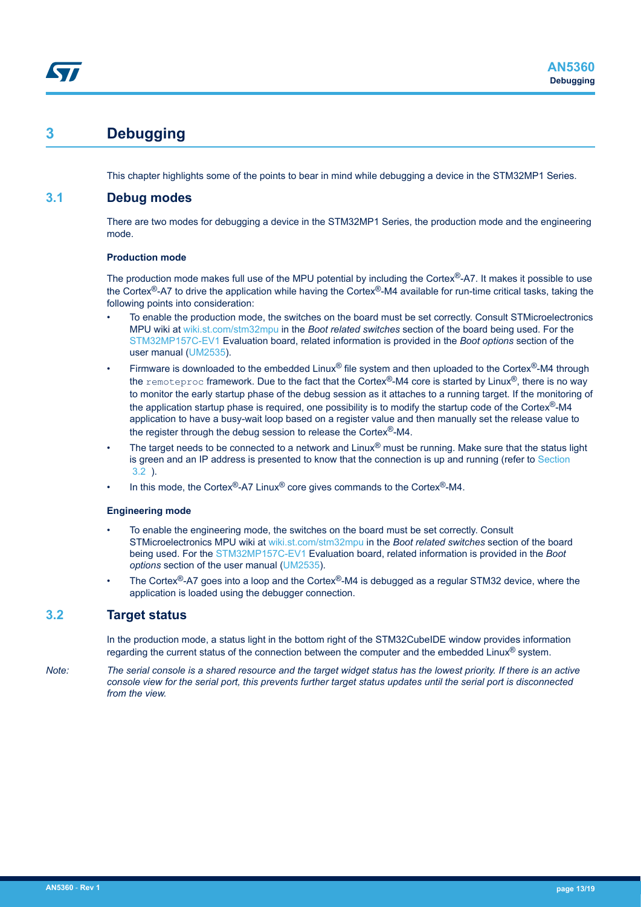# 3 Debugging

This chapter highlights some of the points to bear in mind while debugging a device in the STM32MP1 Series.

## 3.1 Debug modes

There are two modes for debugging a device in the STM32MP1 Series, the production mode and the engineering mode.

**Production mode**

The production mode makes full use of the MPU potential by including the Cortex®-A7. It makes it possible to use the Cortex®-A7 to drive the application while having the Cortex®-M4 available for run-time critical tasks, taking the following points into consideration:

- To enable the production mode, the switches on the board must be set correctly. Consult STMicroelectronics MPU wiki at wiki.st.com/stm32mpu in the *Boot related switches* section of the board being used. For the STM32MP157C-EV1 Evaluation board, related information is provided in the *Boot options* section of the user manual (UM2535).
- Firmware is downloaded to the embedded Linux® file system and then uploaded to the Cortex®-M4 through the `remoteproc` framework. Due to the fact that the Cortex®-M4 core is started by Linux®, there is no way to monitor the early startup phase of the debug session as it attaches to a running target. If the monitoring of the application startup phase is required, one possibility is to modify the startup code of the Cortex®-M4 application to have a busy-wait loop based on a register value and then manually set the release value to the register through the debug session to release the Cortex®-M4.
- The target needs to be connected to a network and Linux® must be running. Make sure that the status light is green and an IP address is presented to know that the connection is up and running (refer to Section 3.2 ).
- In this mode, the Cortex®-A7 Linux® core gives commands to the Cortex®-M4.

**Engineering mode**

- To enable the engineering mode, the switches on the board must be set correctly. Consult STMicroelectronics MPU wiki at wiki.st.com/stm32mpu in the *Boot related switches* section of the board being used. For the STM32MP157C-EV1 Evaluation board, related information is provided in the *Boot options* section of the user manual (UM2535).
- The Cortex®-A7 goes into a loop and the Cortex®-M4 is debugged as a regular STM32 device, where the application is loaded using the debugger connection.

## 3.2 Target status

In the production mode, a status light in the bottom right of the STM32CubeIDE window provides information regarding the current status of the connection between the computer and the embedded Linux® system.

*Note: The serial console is a shared resource and the target widget status has the lowest priority. If there is an active console view for the serial port, this prevents further target status updates until the serial port is disconnected from the view.*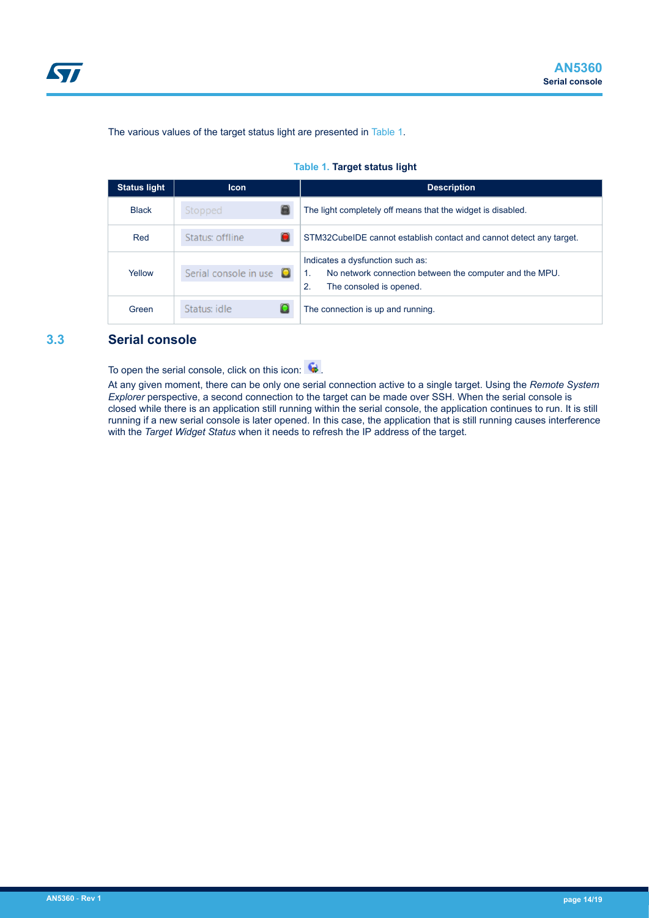The various values of the target status light are presented in Table 1.

**Table 1. Target status light**

| Status light | Icon | Description |
|---|---|---|
| Black | Stopped | The light completely off means that the widget is disabled. |
| Red | Status: offline | STM32CubeIDE cannot establish contact and cannot detect any target. |
| Yellow | Serial console in use | Indicates a dysfunction such as:<br>1. No network connection between the computer and the MPU.<br>2. The consoled is opened. |
| Green | Status: idle | The connection is up and running. |

## 3.3 Serial console

To open the serial console, click on this icon: .

At any given moment, there can be only one serial connection active to a single target. Using the *Remote System Explorer* perspective, a second connection to the target can be made over SSH. When the serial console is closed while there is an application still running within the serial console, the application continues to run. It is still running if a new serial console is later opened. In this case, the application that is still running causes interference with the *Target Widget Status* when it needs to refresh the IP address of the target.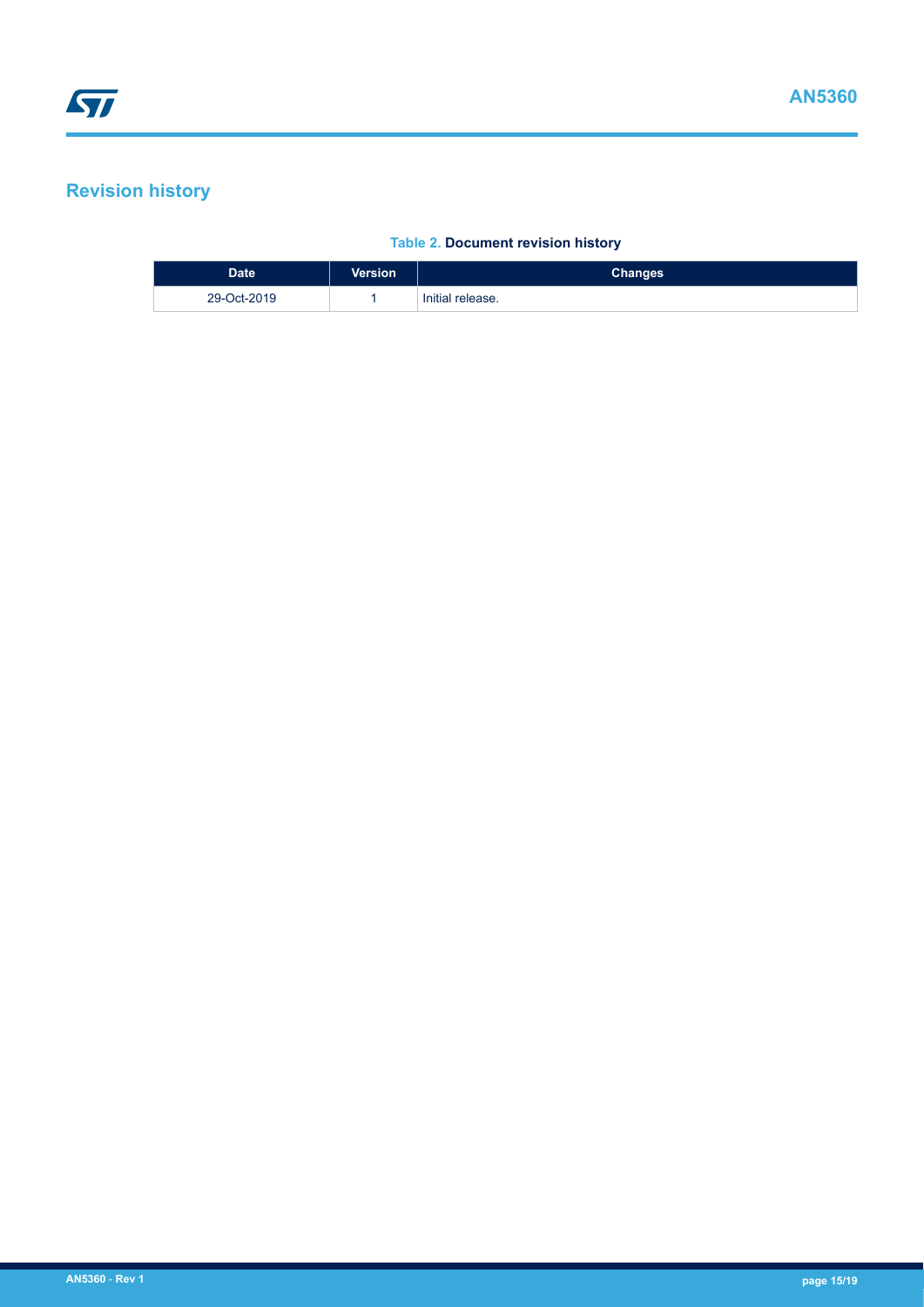# Revision history

**Table 2. Document revision history**

| Date | Version | Changes |
| --- | --- | --- |
| 29-Oct-2019 | 1 | Initial release. |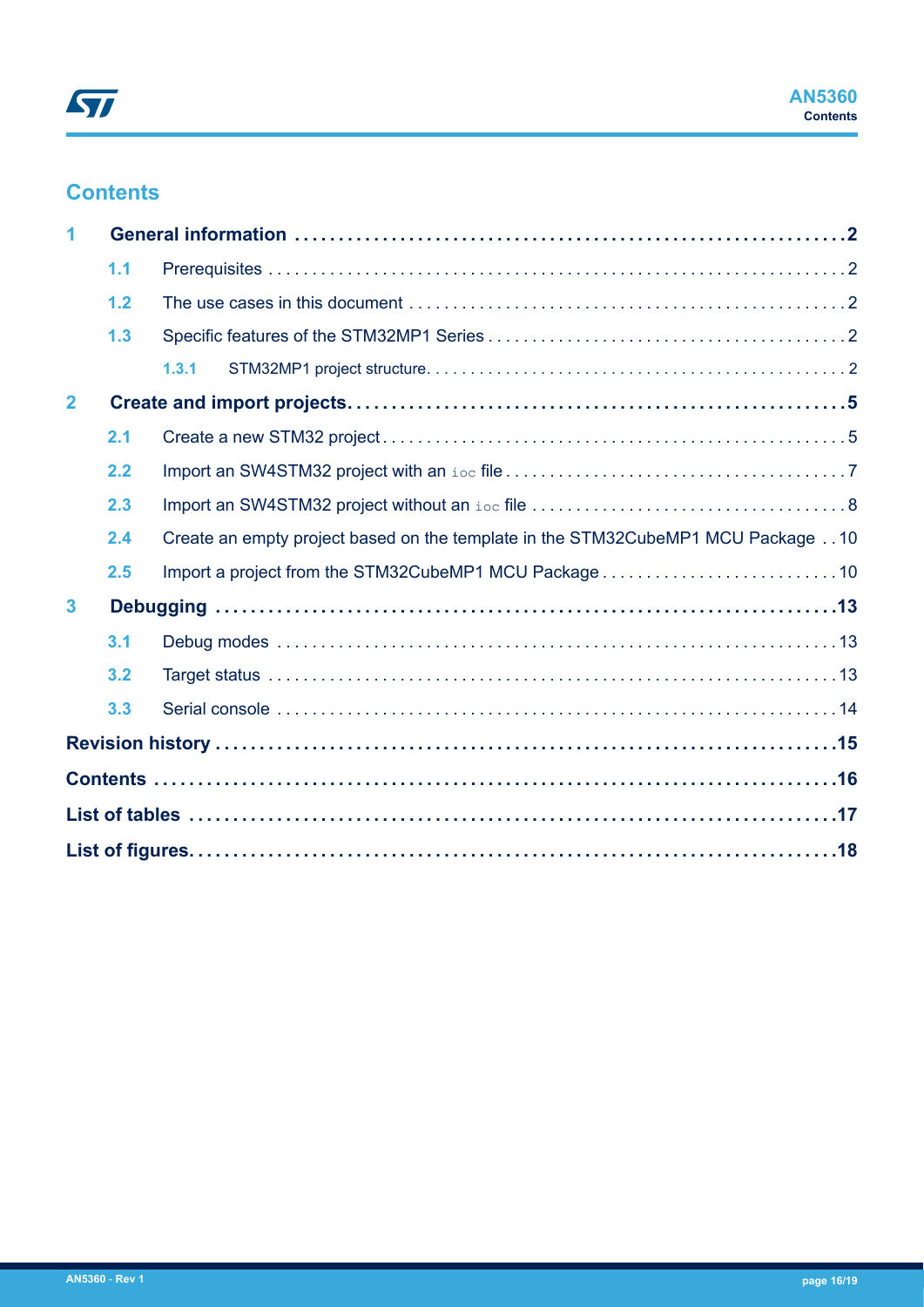## Contents

**1 General information** . . . . . . . . . . . . . . . . . . . . . . . . . . . . . . . . . . . . . . . . . . . . . . . . . . . . . . . . . . . **2**

1.1 Prerequisites . . . . . . . . . . . . . . . . . . . . . . . . . . . . . . . . . . . . . . . . . . . . . . . . . . . . . . . . . . . . 2

1.2 The use cases in this document . . . . . . . . . . . . . . . . . . . . . . . . . . . . . . . . . . . . . . . . . . . . . . . 2

1.3 Specific features of the STM32MP1 Series . . . . . . . . . . . . . . . . . . . . . . . . . . . . . . . . . . . . . . . 2

1.3.1 STM32MP1 project structure. . . . . . . . . . . . . . . . . . . . . . . . . . . . . . . . . . . . . . . . . . . . . . . 2

**2 Create and import projects** . . . . . . . . . . . . . . . . . . . . . . . . . . . . . . . . . . . . . . . . . . . . . . . . . . . . **5**

2.1 Create a new STM32 project . . . . . . . . . . . . . . . . . . . . . . . . . . . . . . . . . . . . . . . . . . . . . . . . . . 5

2.2 Import an SW4STM32 project with an `ioc` file . . . . . . . . . . . . . . . . . . . . . . . . . . . . . . . . . . . . . 7

2.3 Import an SW4STM32 project without an `ioc` file . . . . . . . . . . . . . . . . . . . . . . . . . . . . . . . . . . 8

2.4 Create an empty project based on the template in the STM32CubeMP1 MCU Package . . 10

2.5 Import a project from the STM32CubeMP1 MCU Package . . . . . . . . . . . . . . . . . . . . . . . . . . . 10

**3 Debugging** . . . . . . . . . . . . . . . . . . . . . . . . . . . . . . . . . . . . . . . . . . . . . . . . . . . . . . . . . . . . . . . . . **13**

3.1 Debug modes . . . . . . . . . . . . . . . . . . . . . . . . . . . . . . . . . . . . . . . . . . . . . . . . . . . . . . . . . . . . 13

3.2 Target status . . . . . . . . . . . . . . . . . . . . . . . . . . . . . . . . . . . . . . . . . . . . . . . . . . . . . . . . . . . . . 13

3.3 Serial console . . . . . . . . . . . . . . . . . . . . . . . . . . . . . . . . . . . . . . . . . . . . . . . . . . . . . . . . . . . . 14

**Revision history** . . . . . . . . . . . . . . . . . . . . . . . . . . . . . . . . . . . . . . . . . . . . . . . . . . . . . . . . . . . . . . . . **15**

**Contents** . . . . . . . . . . . . . . . . . . . . . . . . . . . . . . . . . . . . . . . . . . . . . . . . . . . . . . . . . . . . . . . . . . . . . **16**

**List of tables** . . . . . . . . . . . . . . . . . . . . . . . . . . . . . . . . . . . . . . . . . . . . . . . . . . . . . . . . . . . . . . . . . **17**

**List of figures**. . . . . . . . . . . . . . . . . . . . . . . . . . . . . . . . . . . . . . . . . . . . . . . . . . . . . . . . . . . . . . . . . **18**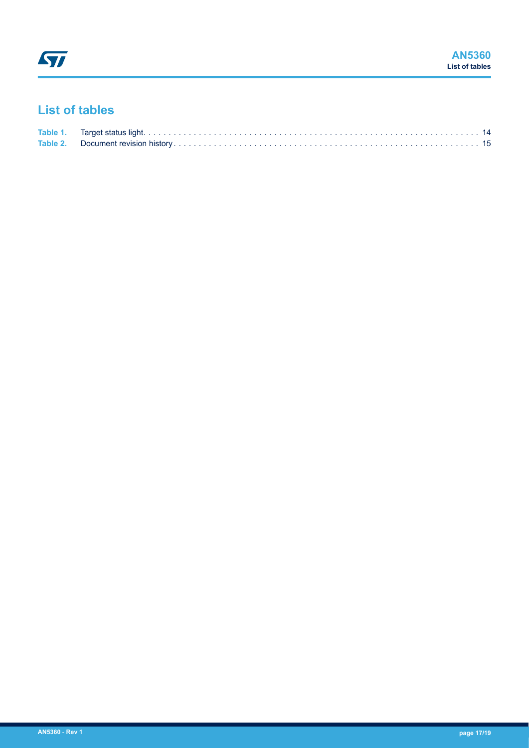## List of tables

Table 1. Target status light. . . . . . . . . . . . . . . . . . . . . . . . . . . . . . . . . . . . . . . . . . . . . . . . . . . . . . . . . . . . . . . . . 14
Table 2. Document revision history . . . . . . . . . . . . . . . . . . . . . . . . . . . . . . . . . . . . . . . . . . . . . . . . . . . . . . . . . . . . . 15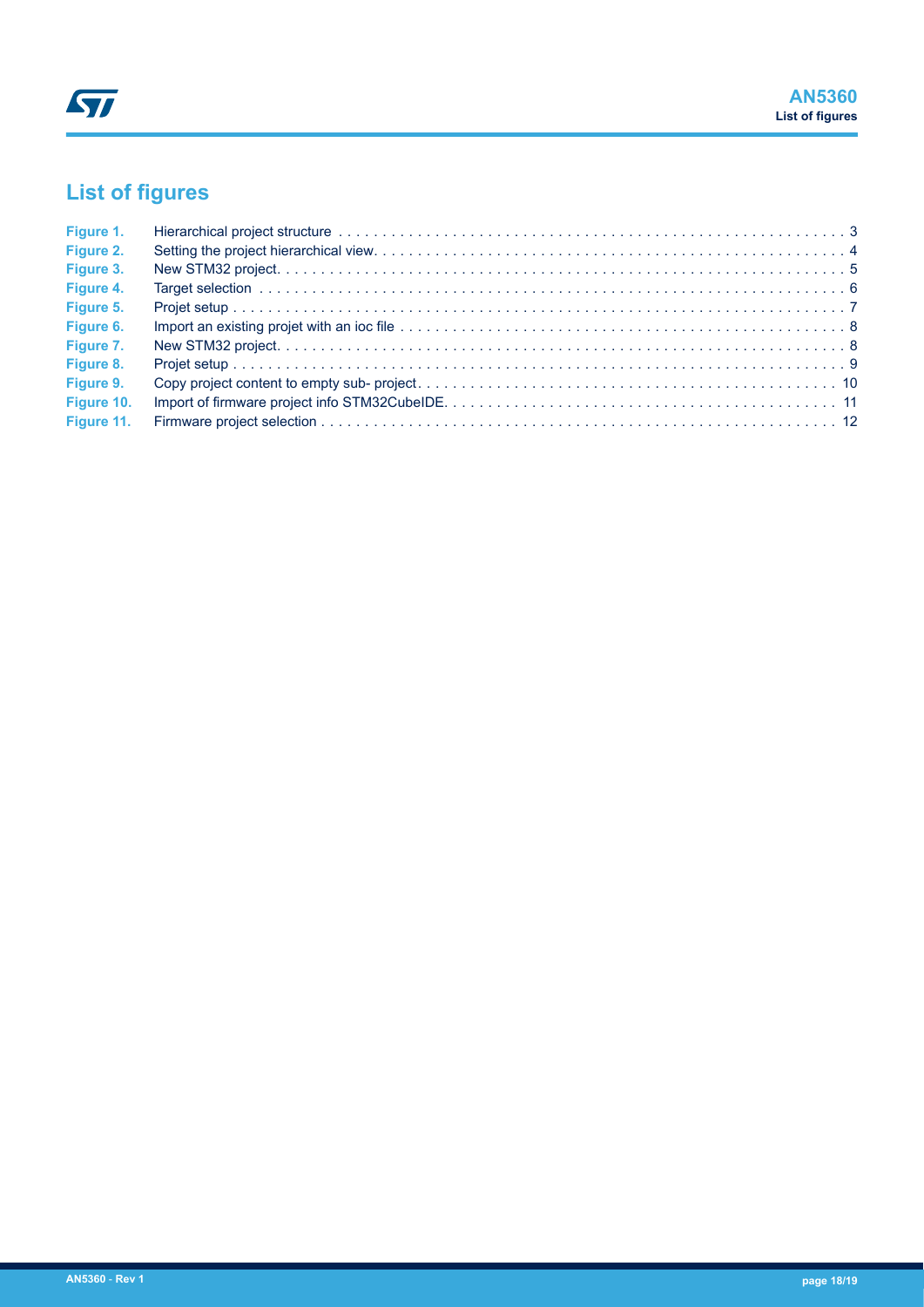## List of figures

| | | |
|---|---|---|
| **Figure 1.** | Hierarchical project structure | 3 |
| **Figure 2.** | Setting the project hierarchical view. | 4 |
| **Figure 3.** | New STM32 project. | 5 |
| **Figure 4.** | Target selection | 6 |
| **Figure 5.** | Projet setup | 7 |
| **Figure 6.** | Import an existing projet with an ioc file | 8 |
| **Figure 7.** | New STM32 project. | 8 |
| **Figure 8.** | Projet setup | 9 |
| **Figure 9.** | Copy project content to empty sub- project. | 10 |
| **Figure 10.** | Import of firmware project info STM32CubeIDE. | 11 |
| **Figure 11.** | Firmware project selection | 12 |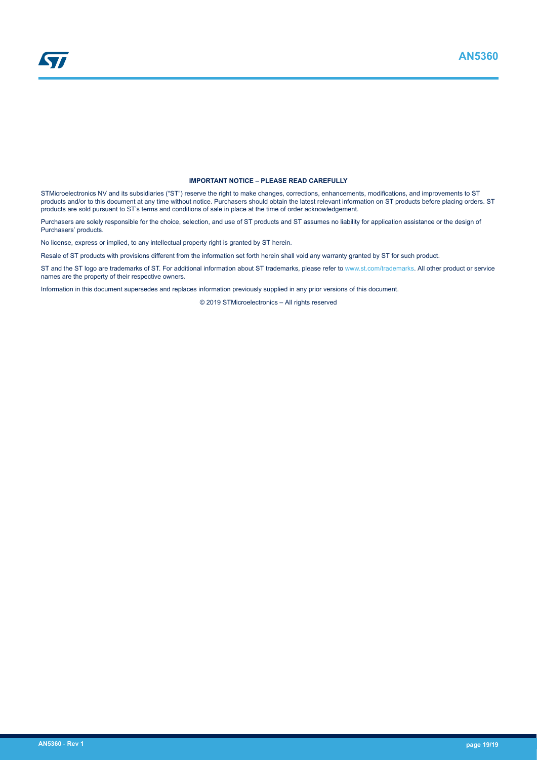**IMPORTANT NOTICE – PLEASE READ CAREFULLY**

STMicroelectronics NV and its subsidiaries ("ST") reserve the right to make changes, corrections, enhancements, modifications, and improvements to ST products and/or to this document at any time without notice. Purchasers should obtain the latest relevant information on ST products before placing orders. ST products are sold pursuant to ST's terms and conditions of sale in place at the time of order acknowledgement.

Purchasers are solely responsible for the choice, selection, and use of ST products and ST assumes no liability for application assistance or the design of Purchasers' products.

No license, express or implied, to any intellectual property right is granted by ST herein.

Resale of ST products with provisions different from the information set forth herein shall void any warranty granted by ST for such product.

ST and the ST logo are trademarks of ST. For additional information about ST trademarks, please refer to www.st.com/trademarks. All other product or service names are the property of their respective owners.

Information in this document supersedes and replaces information previously supplied in any prior versions of this document.

© 2019 STMicroelectronics – All rights reserved